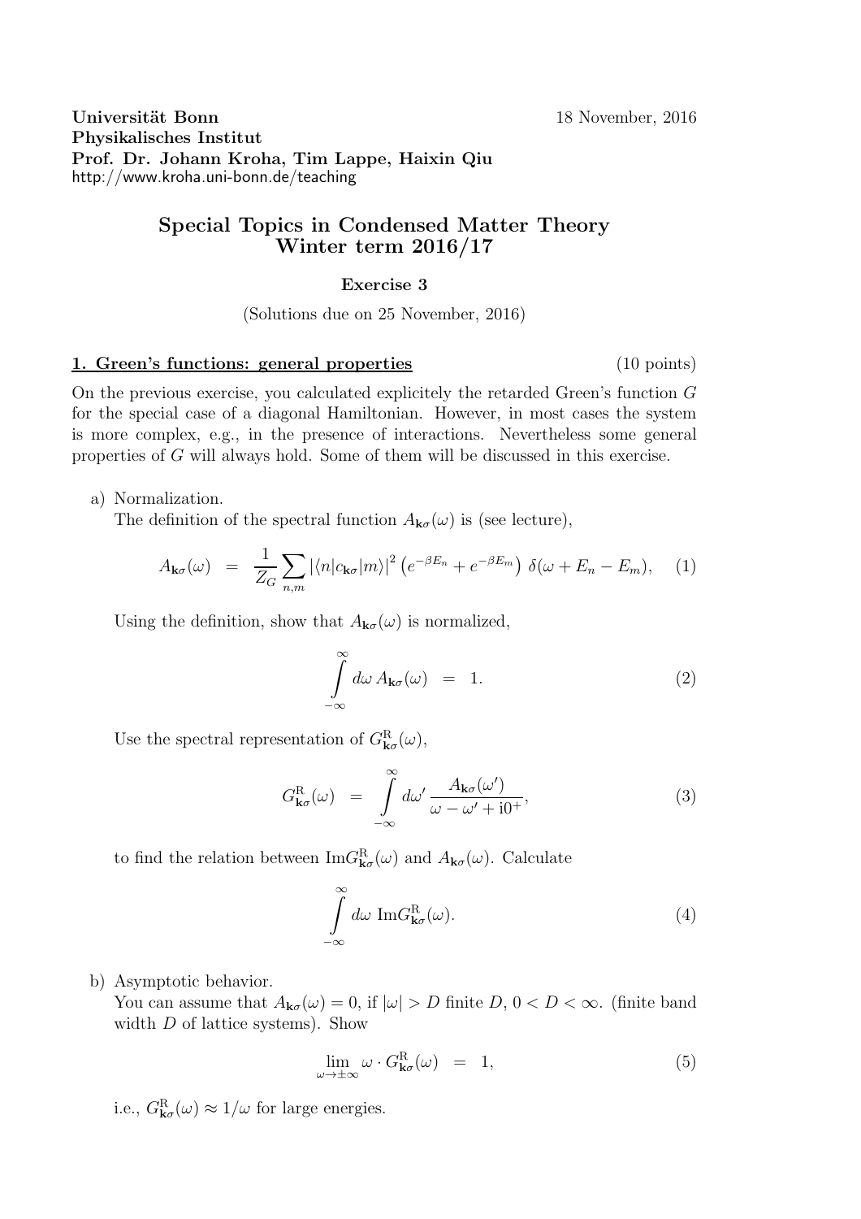**Universität Bonn** 18 November, 2016
**Physikalisches Institut**
**Prof. Dr. Johann Kroha, Tim Lappe, Haixin Qiu**
http://www.kroha.uni-bonn.de/teaching

# Special Topics in Condensed Matter Theory
# Winter term 2016/17

### Exercise 3

(Solutions due on 25 November, 2016)

## 1. Green's functions: general properties (10 points)

On the previous exercise, you calculated explicitely the retarded Green's function $G$ for the special case of a diagonal Hamiltonian. However, in most cases the system is more complex, e.g., in the presence of interactions. Nevertheless some general properties of $G$ will always hold. Some of them will be discussed in this exercise.

a) Normalization.
The definition of the spectral function $A_{\mathbf{k}\sigma}(\omega)$ is (see lecture),

$$A_{\mathbf{k}\sigma}(\omega) \;=\; \frac{1}{Z_G}\sum_{n,m} |\langle n|c_{\mathbf{k}\sigma}|m\rangle|^2 \left(e^{-\beta E_n} + e^{-\beta E_m}\right)\,\delta(\omega + E_n - E_m), \qquad (1)$$

Using the definition, show that $A_{\mathbf{k}\sigma}(\omega)$ is normalized,

$$\int_{-\infty}^{\infty} d\omega\, A_{\mathbf{k}\sigma}(\omega) \;=\; 1. \qquad (2)$$

Use the spectral representation of $G^{\mathrm{R}}_{\mathbf{k}\sigma}(\omega)$,

$$G^{\mathrm{R}}_{\mathbf{k}\sigma}(\omega) \;=\; \int_{-\infty}^{\infty} d\omega'\, \frac{A_{\mathbf{k}\sigma}(\omega')}{\omega - \omega' + \mathrm{i}0^+}, \qquad (3)$$

to find the relation between $\mathrm{Im}G^{\mathrm{R}}_{\mathbf{k}\sigma}(\omega)$ and $A_{\mathbf{k}\sigma}(\omega)$. Calculate

$$\int_{-\infty}^{\infty} d\omega\; \mathrm{Im}G^{\mathrm{R}}_{\mathbf{k}\sigma}(\omega). \qquad (4)$$

b) Asymptotic behavior.
You can assume that $A_{\mathbf{k}\sigma}(\omega) = 0$, if $|\omega| > D$ finite $D$, $0 < D < \infty$. (finite band width $D$ of lattice systems). Show

$$\lim_{\omega\to\pm\infty} \omega \cdot G^{\mathrm{R}}_{\mathbf{k}\sigma}(\omega) \;=\; 1, \qquad (5)$$

i.e., $G^{\mathrm{R}}_{\mathbf{k}\sigma}(\omega) \approx 1/\omega$ for large energies.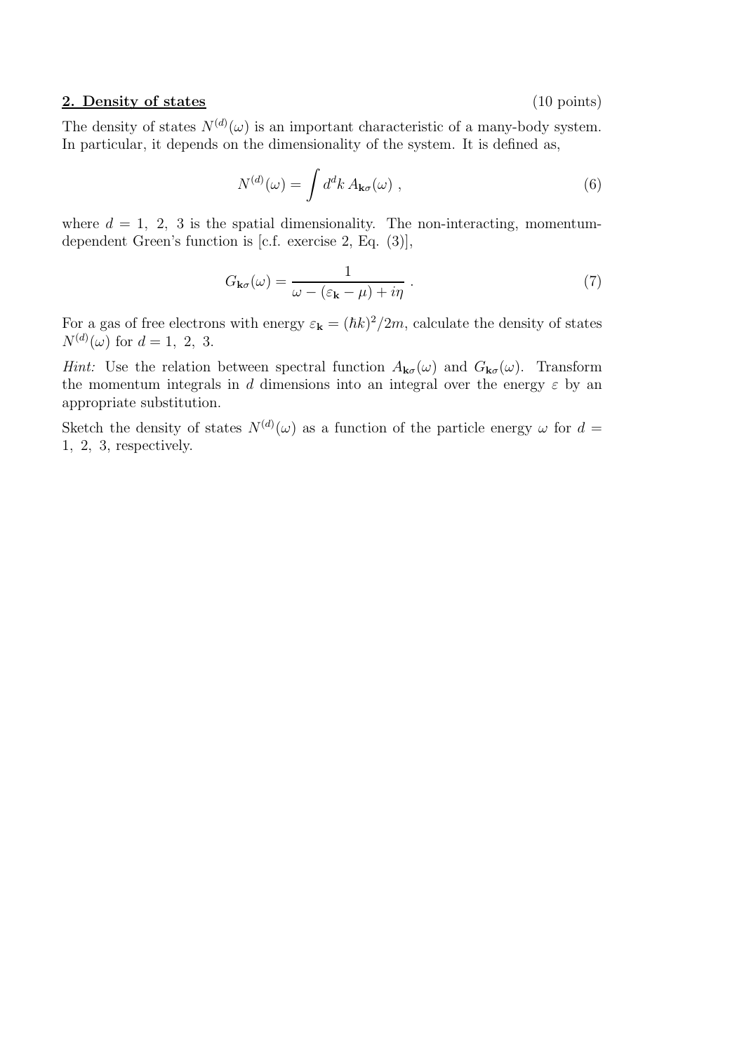**2. Density of states** (10 points)

The density of states $N^{(d)}(\omega)$ is an important characteristic of a many-body system. In particular, it depends on the dimensionality of the system. It is defined as,

$$N^{(d)}(\omega) = \int d^d k \, A_{\mathbf{k}\sigma}(\omega) \; , \tag{6}$$

where $d = 1, \; 2, \; 3$ is the spatial dimensionality. The non-interacting, momentum-dependent Green's function is [c.f. exercise 2, Eq. (3)],

$$G_{\mathbf{k}\sigma}(\omega) = \frac{1}{\omega - (\varepsilon_{\mathbf{k}} - \mu) + i\eta} \; . \tag{7}$$

For a gas of free electrons with energy $\varepsilon_{\mathbf{k}} = (\hbar k)^2/2m$, calculate the density of states $N^{(d)}(\omega)$ for $d = 1, \; 2, \; 3$.

*Hint:* Use the relation between spectral function $A_{\mathbf{k}\sigma}(\omega)$ and $G_{\mathbf{k}\sigma}(\omega)$. Transform the momentum integrals in $d$ dimensions into an integral over the energy $\varepsilon$ by an appropriate substitution.

Sketch the density of states $N^{(d)}(\omega)$ as a function of the particle energy $\omega$ for $d = 1, \; 2, \; 3$, respectively.